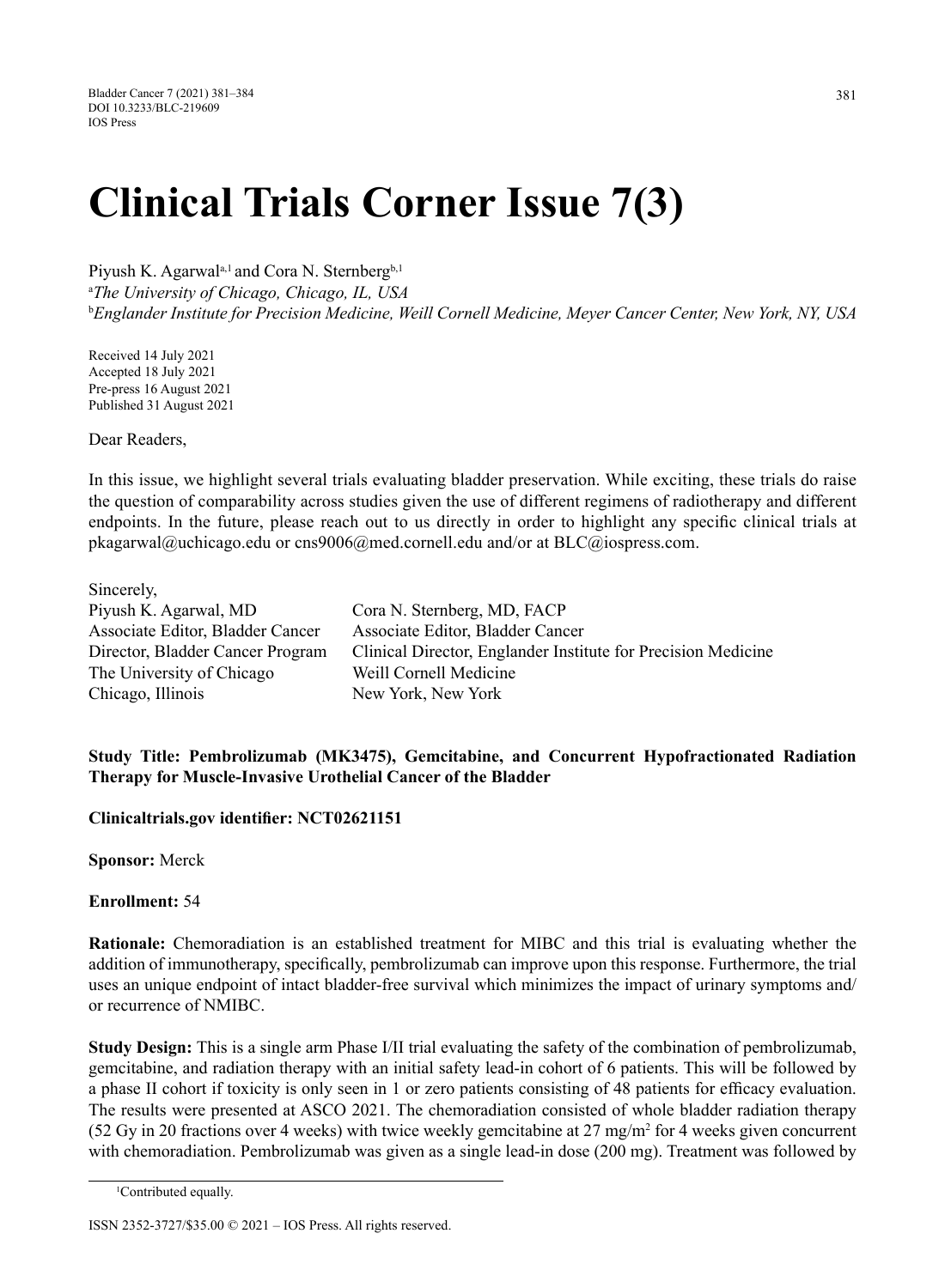# Clinical Trials Corner Issue 7(3)

Piyush K. Agarwal[a,1] and Cora N. Sternberg[b,1]

[a]*The University of Chicago, Chicago, IL, USA*

[b]*Englander Institute for Precision Medicine, Weill Cornell Medicine, Meyer Cancer Center, New York, NY, USA*

Received 14 July 2021
Accepted 18 July 2021
Pre-press 16 August 2021
Published 31 August 2021

Dear Readers,

In this issue, we highlight several trials evaluating bladder preservation. While exciting, these trials do raise the question of comparability across studies given the use of different regimens of radiotherapy and different endpoints. In the future, please reach out to us directly in order to highlight any specific clinical trials at pkagarwal@uchicago.edu or cns9006@med.cornell.edu and/or at BLC@iospress.com.

Sincerely,

| | |
|---|---|
| Piyush K. Agarwal, MD | Cora N. Sternberg, MD, FACP |
| Associate Editor, Bladder Cancer | Associate Editor, Bladder Cancer |
| Director, Bladder Cancer Program | Clinical Director, Englander Institute for Precision Medicine |
| The University of Chicago | Weill Cornell Medicine |
| Chicago, Illinois | New York, New York |

**Study Title: Pembrolizumab (MK3475), Gemcitabine, and Concurrent Hypofractionated Radiation Therapy for Muscle-Invasive Urothelial Cancer of the Bladder**

**Clinicaltrials.gov identifier: NCT02621151**

**Sponsor:** Merck

**Enrollment:** 54

**Rationale:** Chemoradiation is an established treatment for MIBC and this trial is evaluating whether the addition of immunotherapy, specifically, pembrolizumab can improve upon this response. Furthermore, the trial uses an unique endpoint of intact bladder-free survival which minimizes the impact of urinary symptoms and/or recurrence of NMIBC.

**Study Design:** This is a single arm Phase I/II trial evaluating the safety of the combination of pembrolizumab, gemcitabine, and radiation therapy with an initial safety lead-in cohort of 6 patients. This will be followed by a phase II cohort if toxicity is only seen in 1 or zero patients consisting of 48 patients for efficacy evaluation. The results were presented at ASCO 2021. The chemoradiation consisted of whole bladder radiation therapy (52 Gy in 20 fractions over 4 weeks) with twice weekly gemcitabine at 27 mg/m$^2$ for 4 weeks given concurrent with chemoradiation. Pembrolizumab was given as a single lead-in dose (200 mg). Treatment was followed by

[1]Contributed equally.

ISSN 2352-3727/$35.00 © 2021 – IOS Press. All rights reserved.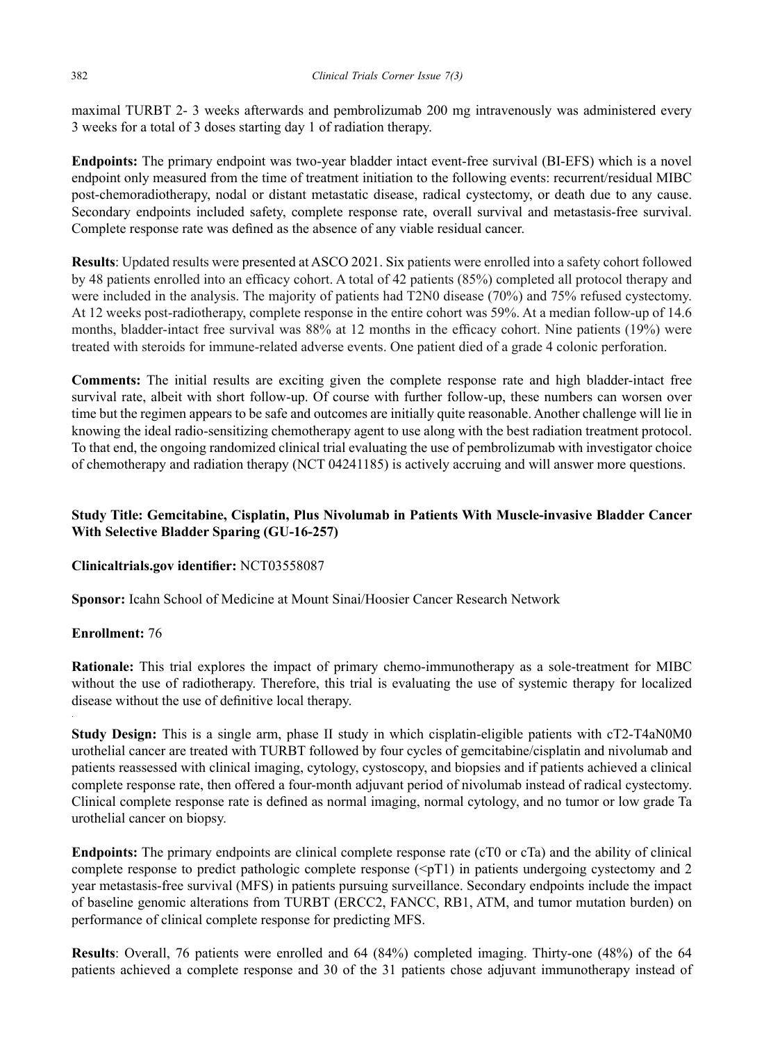maximal TURBT 2- 3 weeks afterwards and pembrolizumab 200 mg intravenously was administered every 3 weeks for a total of 3 doses starting day 1 of radiation therapy.

**Endpoints:** The primary endpoint was two-year bladder intact event-free survival (BI-EFS) which is a novel endpoint only measured from the time of treatment initiation to the following events: recurrent/residual MIBC post-chemoradiotherapy, nodal or distant metastatic disease, radical cystectomy, or death due to any cause. Secondary endpoints included safety, complete response rate, overall survival and metastasis-free survival. Complete response rate was defined as the absence of any viable residual cancer.

**Results**: Updated results were presented at ASCO 2021. Six patients were enrolled into a safety cohort followed by 48 patients enrolled into an efficacy cohort. A total of 42 patients (85%) completed all protocol therapy and were included in the analysis. The majority of patients had T2N0 disease (70%) and 75% refused cystectomy. At 12 weeks post-radiotherapy, complete response in the entire cohort was 59%. At a median follow-up of 14.6 months, bladder-intact free survival was 88% at 12 months in the efficacy cohort. Nine patients (19%) were treated with steroids for immune-related adverse events. One patient died of a grade 4 colonic perforation.

**Comments:** The initial results are exciting given the complete response rate and high bladder-intact free survival rate, albeit with short follow-up. Of course with further follow-up, these numbers can worsen over time but the regimen appears to be safe and outcomes are initially quite reasonable. Another challenge will lie in knowing the ideal radio-sensitizing chemotherapy agent to use along with the best radiation treatment protocol. To that end, the ongoing randomized clinical trial evaluating the use of pembrolizumab with investigator choice of chemotherapy and radiation therapy (NCT 04241185) is actively accruing and will answer more questions.

**Study Title: Gemcitabine, Cisplatin, Plus Nivolumab in Patients With Muscle-invasive Bladder Cancer With Selective Bladder Sparing (GU-16-257)**

**Clinicaltrials.gov identifier:** NCT03558087

**Sponsor:** Icahn School of Medicine at Mount Sinai/Hoosier Cancer Research Network

**Enrollment:** 76

**Rationale:** This trial explores the impact of primary chemo-immunotherapy as a sole-treatment for MIBC without the use of radiotherapy. Therefore, this trial is evaluating the use of systemic therapy for localized disease without the use of definitive local therapy.

**Study Design:** This is a single arm, phase II study in which cisplatin-eligible patients with cT2-T4aN0M0 urothelial cancer are treated with TURBT followed by four cycles of gemcitabine/cisplatin and nivolumab and patients reassessed with clinical imaging, cytology, cystoscopy, and biopsies and if patients achieved a clinical complete response rate, then offered a four-month adjuvant period of nivolumab instead of radical cystectomy. Clinical complete response rate is defined as normal imaging, normal cytology, and no tumor or low grade Ta urothelial cancer on biopsy.

**Endpoints:** The primary endpoints are clinical complete response rate (cT0 or cTa) and the ability of clinical complete response to predict pathologic complete response (<pT1) in patients undergoing cystectomy and 2 year metastasis-free survival (MFS) in patients pursuing surveillance. Secondary endpoints include the impact of baseline genomic alterations from TURBT (ERCC2, FANCC, RB1, ATM, and tumor mutation burden) on performance of clinical complete response for predicting MFS.

**Results**: Overall, 76 patients were enrolled and 64 (84%) completed imaging. Thirty-one (48%) of the 64 patients achieved a complete response and 30 of the 31 patients chose adjuvant immunotherapy instead of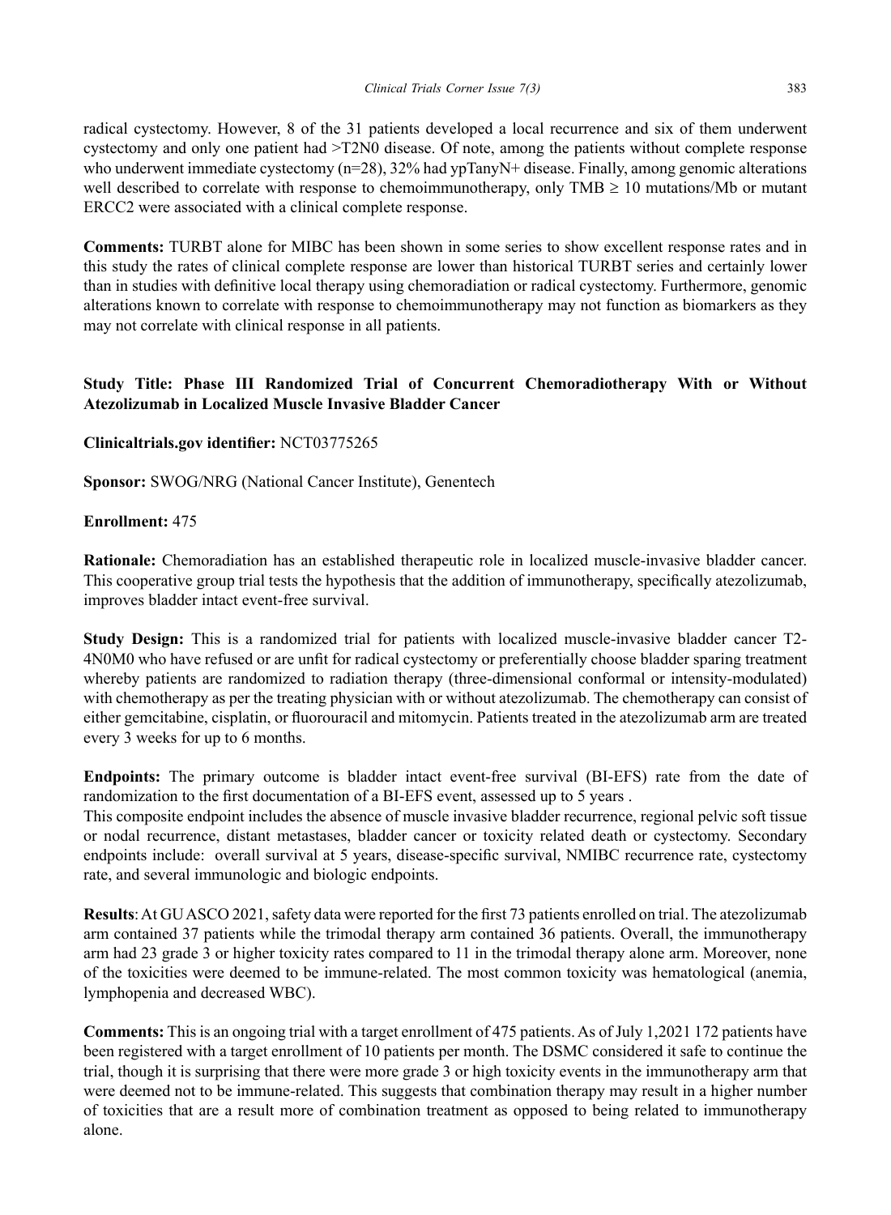radical cystectomy. However, 8 of the 31 patients developed a local recurrence and six of them underwent cystectomy and only one patient had >T2N0 disease. Of note, among the patients without complete response who underwent immediate cystectomy (n=28), 32% had ypTanyN+ disease. Finally, among genomic alterations well described to correlate with response to chemoimmunotherapy, only TMB ≥ 10 mutations/Mb or mutant ERCC2 were associated with a clinical complete response.

**Comments:** TURBT alone for MIBC has been shown in some series to show excellent response rates and in this study the rates of clinical complete response are lower than historical TURBT series and certainly lower than in studies with definitive local therapy using chemoradiation or radical cystectomy. Furthermore, genomic alterations known to correlate with response to chemoimmunotherapy may not function as biomarkers as they may not correlate with clinical response in all patients.

**Study Title: Phase III Randomized Trial of Concurrent Chemoradiotherapy With or Without Atezolizumab in Localized Muscle Invasive Bladder Cancer**

**Clinicaltrials.gov identifier:** NCT03775265

**Sponsor:** SWOG/NRG (National Cancer Institute), Genentech

**Enrollment:** 475

**Rationale:** Chemoradiation has an established therapeutic role in localized muscle-invasive bladder cancer. This cooperative group trial tests the hypothesis that the addition of immunotherapy, specifically atezolizumab, improves bladder intact event-free survival.

**Study Design:** This is a randomized trial for patients with localized muscle-invasive bladder cancer T2-4N0M0 who have refused or are unfit for radical cystectomy or preferentially choose bladder sparing treatment whereby patients are randomized to radiation therapy (three-dimensional conformal or intensity-modulated) with chemotherapy as per the treating physician with or without atezolizumab. The chemotherapy can consist of either gemcitabine, cisplatin, or fluorouracil and mitomycin. Patients treated in the atezolizumab arm are treated every 3 weeks for up to 6 months.

**Endpoints:** The primary outcome is bladder intact event-free survival (BI-EFS) rate from the date of randomization to the first documentation of a BI-EFS event, assessed up to 5 years .

This composite endpoint includes the absence of muscle invasive bladder recurrence, regional pelvic soft tissue or nodal recurrence, distant metastases, bladder cancer or toxicity related death or cystectomy. Secondary endpoints include: overall survival at 5 years, disease-specific survival, NMIBC recurrence rate, cystectomy rate, and several immunologic and biologic endpoints.

**Results**: At GU ASCO 2021, safety data were reported for the first 73 patients enrolled on trial. The atezolizumab arm contained 37 patients while the trimodal therapy arm contained 36 patients. Overall, the immunotherapy arm had 23 grade 3 or higher toxicity rates compared to 11 in the trimodal therapy alone arm. Moreover, none of the toxicities were deemed to be immune-related. The most common toxicity was hematological (anemia, lymphopenia and decreased WBC).

**Comments:** This is an ongoing trial with a target enrollment of 475 patients. As of July 1,2021 172 patients have been registered with a target enrollment of 10 patients per month. The DSMC considered it safe to continue the trial, though it is surprising that there were more grade 3 or high toxicity events in the immunotherapy arm that were deemed not to be immune-related. This suggests that combination therapy may result in a higher number of toxicities that are a result more of combination treatment as opposed to being related to immunotherapy alone.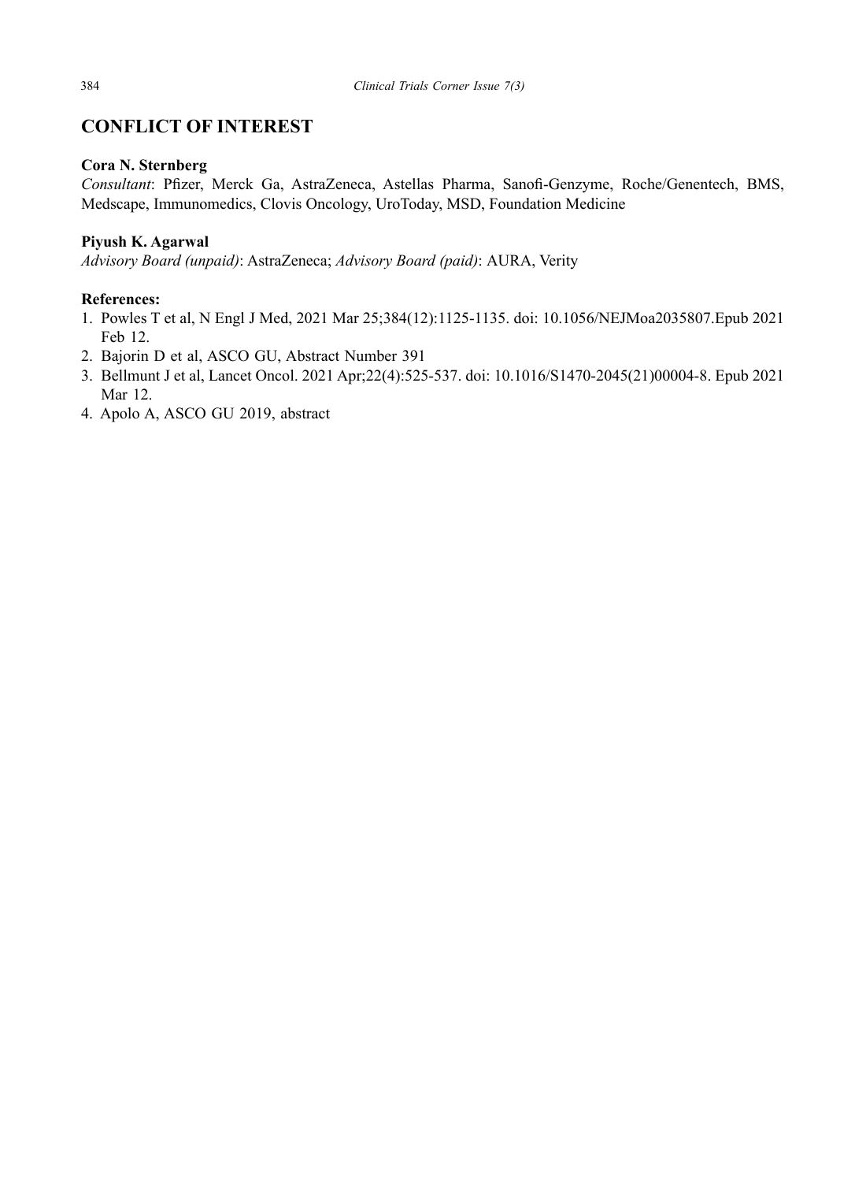## CONFLICT OF INTEREST

**Cora N. Sternberg**

*Consultant*: Pfizer, Merck Ga, AstraZeneca, Astellas Pharma, Sanofi-Genzyme, Roche/Genentech, BMS, Medscape, Immunomedics, Clovis Oncology, UroToday, MSD, Foundation Medicine

**Piyush K. Agarwal**

*Advisory Board (unpaid)*: AstraZeneca; *Advisory Board (paid)*: AURA, Verity

**References:**

1. Powles T et al, N Engl J Med, 2021 Mar 25;384(12):1125-1135. doi: 10.1056/NEJMoa2035807.Epub 2021 Feb 12.
2. Bajorin D et al, ASCO GU, Abstract Number 391
3. Bellmunt J et al, Lancet Oncol. 2021 Apr;22(4):525-537. doi: 10.1016/S1470-2045(21)00004-8. Epub 2021 Mar 12.
4. Apolo A, ASCO GU 2019, abstract